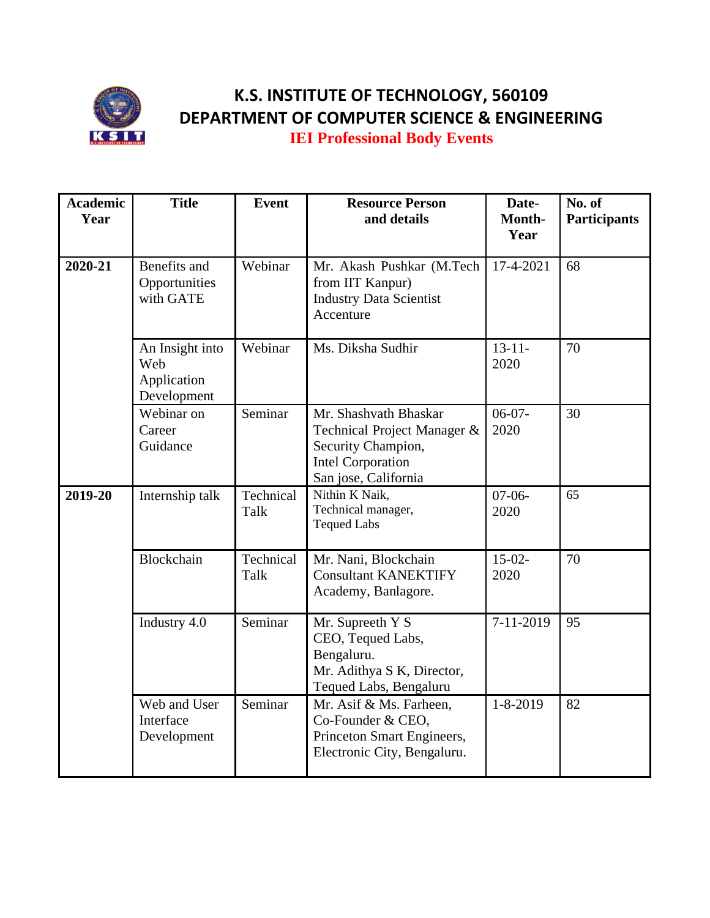# K.S. INSTITUTE OF TECHNOLOGY, 560109

## DEPARTMENT OF COMPUTER SCIENCE & ENGINEERING

### IEI Professional Body Events

| Academic Year | Title | Event | Resource Person and details | Date-Month-Year | No. of Participants |
|---|---|---|---|---|---|
| 2020-21 | Benefits and Opportunities with GATE | Webinar | Mr. Akash Pushkar (M.Tech from IIT Kanpur) Industry Data Scientist Accenture | 17-4-2021 | 68 |
| | An Insight into Web Application Development | Webinar | Ms. Diksha Sudhir | 13-11-2020 | 70 |
| | Webinar on Career Guidance | Seminar | Mr. Shashvath Bhaskar Technical Project Manager & Security Champion, Intel Corporation San jose, California | 06-07-2020 | 30 |
| 2019-20 | Internship talk | Technical Talk | Nithin K Naik, Technical manager, Tequed Labs | 07-06-2020 | 65 |
| | Blockchain | Technical Talk | Mr. Nani, Blockchain Consultant KANEKTIFY Academy, Banlagore. | 15-02-2020 | 70 |
| | Industry 4.0 | Seminar | Mr. Supreeth Y S CEO, Tequed Labs, Bengaluru. Mr. Adithya S K, Director, Tequed Labs, Bengaluru | 7-11-2019 | 95 |
| | Web and User Interface Development | Seminar | Mr. Asif & Ms. Farheen, Co-Founder & CEO, Princeton Smart Engineers, Electronic City, Bengaluru. | 1-8-2019 | 82 |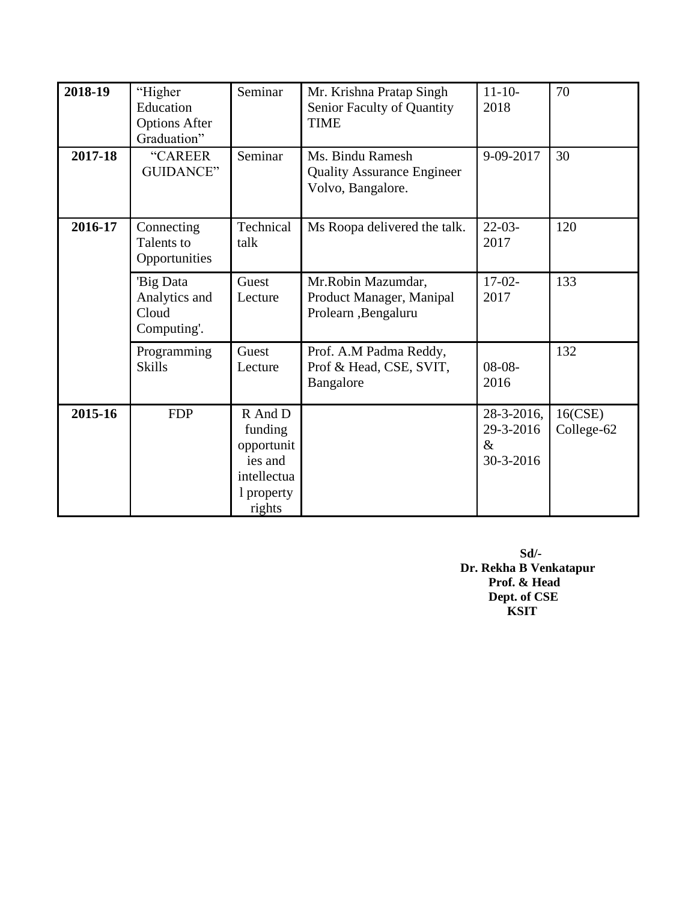| | | | | | |
|---|---|---|---|---|---|
| **2018-19** | "Higher Education Options After Graduation" | Seminar | Mr. Krishna Pratap Singh Senior Faculty of Quantity TIME | 11-10-2018 | 70 |
| **2017-18** | "CAREER GUIDANCE" | Seminar | Ms. Bindu Ramesh Quality Assurance Engineer Volvo, Bangalore. | 9-09-2017 | 30 |
| **2016-17** | Connecting Talents to Opportunities | Technical talk | Ms Roopa delivered the talk. | 22-03-2017 | 120 |
| | 'Big Data Analytics and Cloud Computing'. | Guest Lecture | Mr.Robin Mazumdar, Product Manager, Manipal Prolearn ,Bengaluru | 17-02-2017 | 133 |
| | Programming Skills | Guest Lecture | Prof. A.M Padma Reddy, Prof & Head, CSE, SVIT, Bangalore | 08-08-2016 | 132 |
| **2015-16** | FDP | R And D funding opportunities and intellectual property rights | | 28-3-2016, 29-3-2016 & 30-3-2016 | 16(CSE) College-62 |

**Sd/-**
**Dr. Rekha B Venkatapur**
**Prof. & Head**
**Dept. of CSE**
**KSIT**